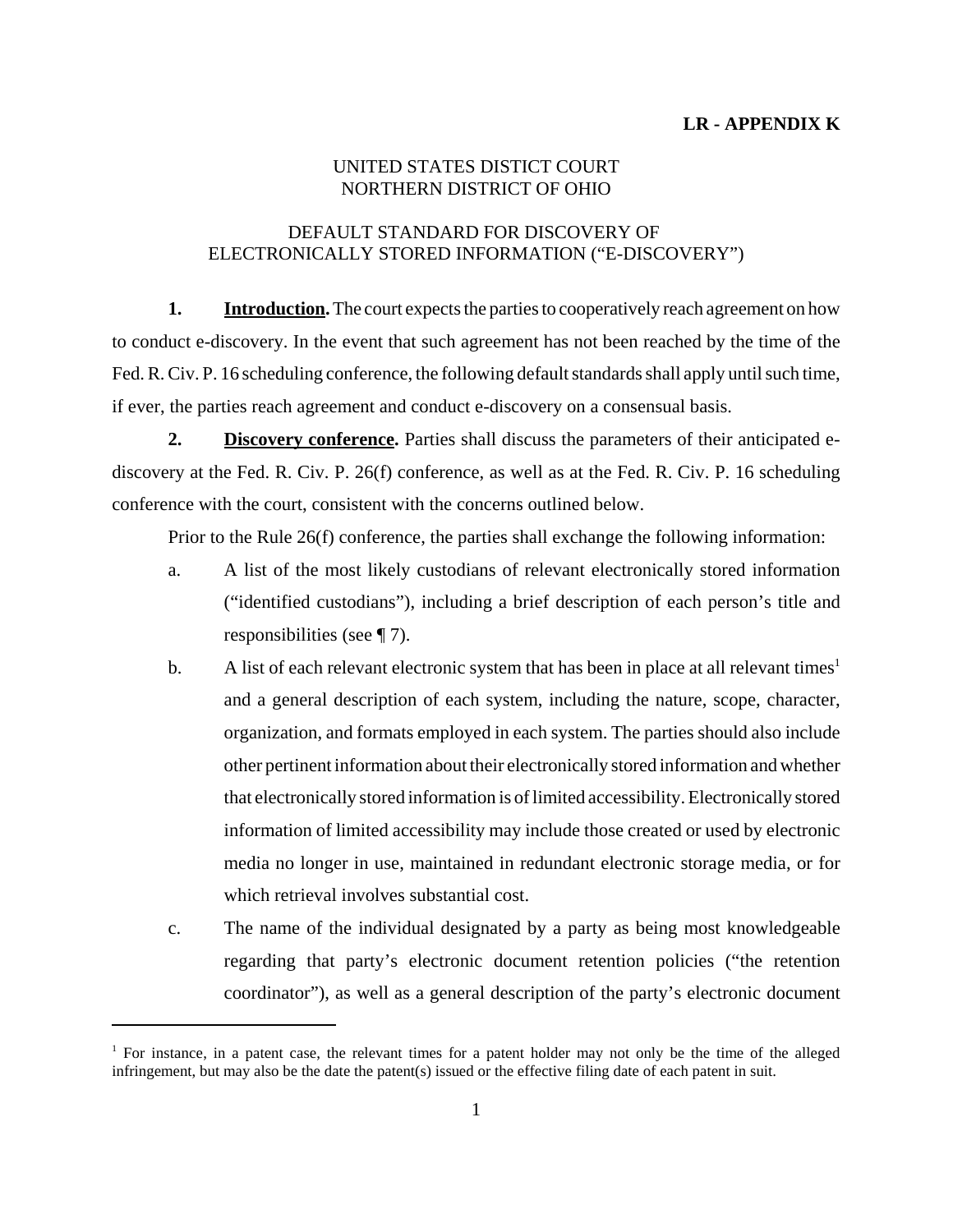**LR - APPENDIX K**

UNITED STATES DISTICT COURT
NORTHERN DISTRICT OF OHIO

DEFAULT STANDARD FOR DISCOVERY OF
ELECTRONICALLY STORED INFORMATION ("E-DISCOVERY")

**1.** **Introduction.** The court expects the parties to cooperatively reach agreement on how to conduct e-discovery. In the event that such agreement has not been reached by the time of the Fed. R. Civ. P. 16 scheduling conference, the following default standards shall apply until such time, if ever, the parties reach agreement and conduct e-discovery on a consensual basis.

**2.** **Discovery conference.** Parties shall discuss the parameters of their anticipated e-discovery at the Fed. R. Civ. P. 26(f) conference, as well as at the Fed. R. Civ. P. 16 scheduling conference with the court, consistent with the concerns outlined below.

Prior to the Rule 26(f) conference, the parties shall exchange the following information:

a. A list of the most likely custodians of relevant electronically stored information ("identified custodians"), including a brief description of each person's title and responsibilities (see ¶ 7).

b. A list of each relevant electronic system that has been in place at all relevant times[1] and a general description of each system, including the nature, scope, character, organization, and formats employed in each system. The parties should also include other pertinent information about their electronically stored information and whether that electronically stored information is of limited accessibility. Electronically stored information of limited accessibility may include those created or used by electronic media no longer in use, maintained in redundant electronic storage media, or for which retrieval involves substantial cost.

c. The name of the individual designated by a party as being most knowledgeable regarding that party's electronic document retention policies ("the retention coordinator"), as well as a general description of the party's electronic document

---

[1] For instance, in a patent case, the relevant times for a patent holder may not only be the time of the alleged infringement, but may also be the date the patent(s) issued or the effective filing date of each patent in suit.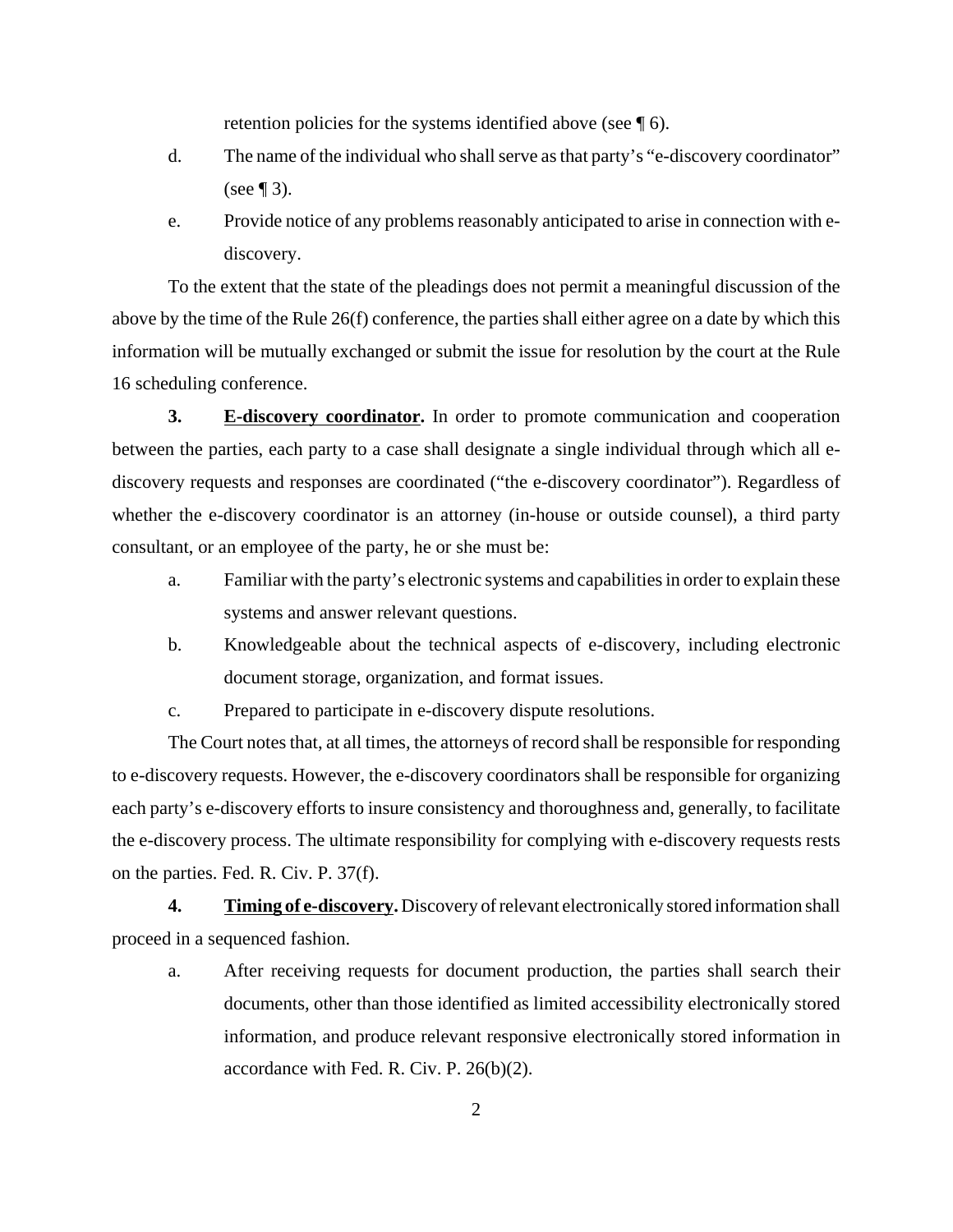retention policies for the systems identified above (see ¶ 6).

d. The name of the individual who shall serve as that party's "e-discovery coordinator" (see ¶ 3).

e. Provide notice of any problems reasonably anticipated to arise in connection with e-discovery.

To the extent that the state of the pleadings does not permit a meaningful discussion of the above by the time of the Rule 26(f) conference, the parties shall either agree on a date by which this information will be mutually exchanged or submit the issue for resolution by the court at the Rule 16 scheduling conference.

**3. <u>E-discovery coordinator</u>.** In order to promote communication and cooperation between the parties, each party to a case shall designate a single individual through which all e-discovery requests and responses are coordinated ("the e-discovery coordinator"). Regardless of whether the e-discovery coordinator is an attorney (in-house or outside counsel), a third party consultant, or an employee of the party, he or she must be:

a. Familiar with the party's electronic systems and capabilities in order to explain these systems and answer relevant questions.

b. Knowledgeable about the technical aspects of e-discovery, including electronic document storage, organization, and format issues.

c. Prepared to participate in e-discovery dispute resolutions.

The Court notes that, at all times, the attorneys of record shall be responsible for responding to e-discovery requests. However, the e-discovery coordinators shall be responsible for organizing each party's e-discovery efforts to insure consistency and thoroughness and, generally, to facilitate the e-discovery process. The ultimate responsibility for complying with e-discovery requests rests on the parties. Fed. R. Civ. P. 37(f).

**4. <u>Timing of e-discovery</u>.** Discovery of relevant electronically stored information shall proceed in a sequenced fashion.

a. After receiving requests for document production, the parties shall search their documents, other than those identified as limited accessibility electronically stored information, and produce relevant responsive electronically stored information in accordance with Fed. R. Civ. P. 26(b)(2).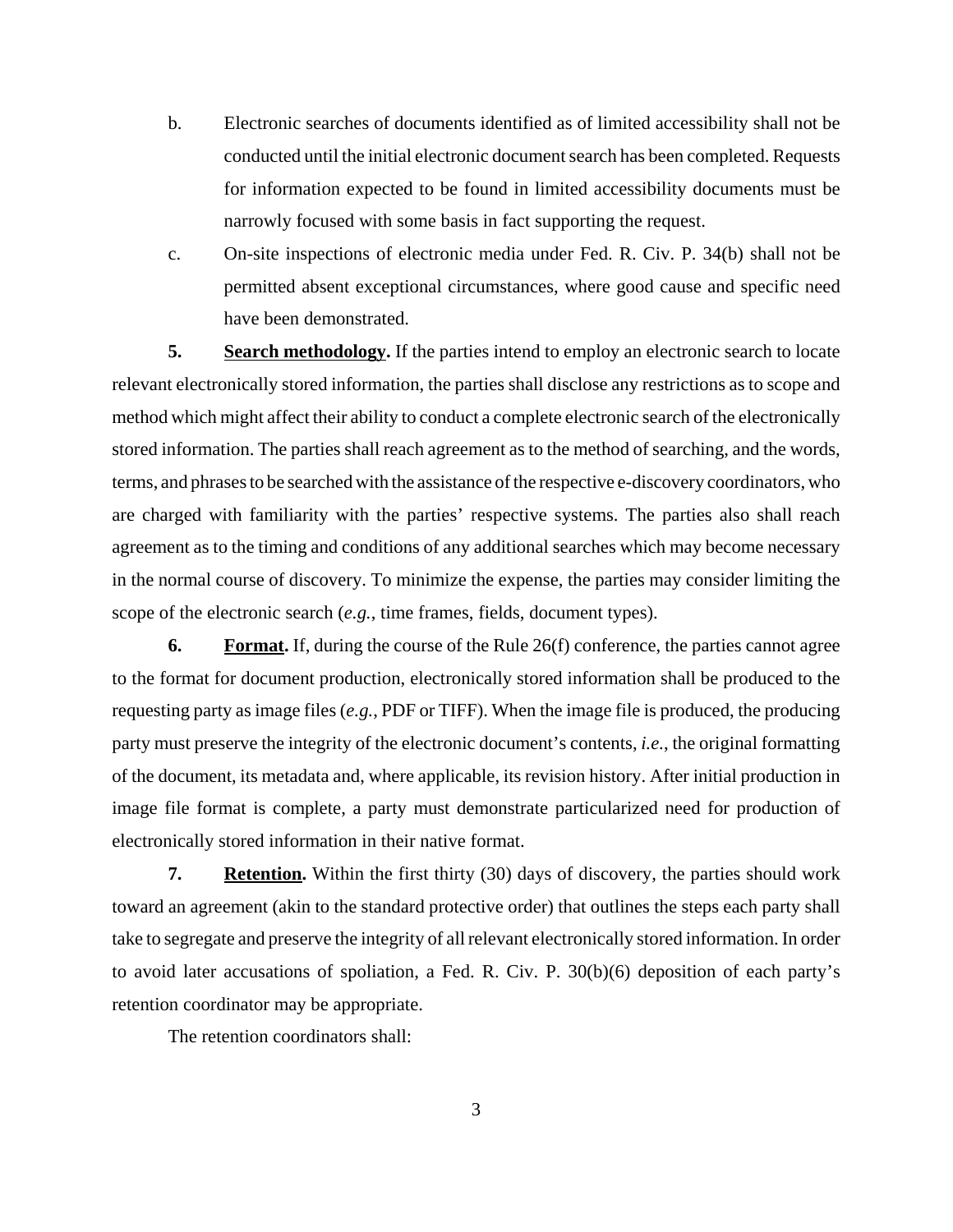b. Electronic searches of documents identified as of limited accessibility shall not be conducted until the initial electronic document search has been completed. Requests for information expected to be found in limited accessibility documents must be narrowly focused with some basis in fact supporting the request.

c. On-site inspections of electronic media under Fed. R. Civ. P. 34(b) shall not be permitted absent exceptional circumstances, where good cause and specific need have been demonstrated.

**5. Search methodology.** If the parties intend to employ an electronic search to locate relevant electronically stored information, the parties shall disclose any restrictions as to scope and method which might affect their ability to conduct a complete electronic search of the electronically stored information. The parties shall reach agreement as to the method of searching, and the words, terms, and phrases to be searched with the assistance of the respective e-discovery coordinators, who are charged with familiarity with the parties' respective systems. The parties also shall reach agreement as to the timing and conditions of any additional searches which may become necessary in the normal course of discovery. To minimize the expense, the parties may consider limiting the scope of the electronic search (*e.g.*, time frames, fields, document types).

**6. Format.** If, during the course of the Rule 26(f) conference, the parties cannot agree to the format for document production, electronically stored information shall be produced to the requesting party as image files (*e.g.*, PDF or TIFF). When the image file is produced, the producing party must preserve the integrity of the electronic document's contents, *i.e.*, the original formatting of the document, its metadata and, where applicable, its revision history. After initial production in image file format is complete, a party must demonstrate particularized need for production of electronically stored information in their native format.

**7. Retention.** Within the first thirty (30) days of discovery, the parties should work toward an agreement (akin to the standard protective order) that outlines the steps each party shall take to segregate and preserve the integrity of all relevant electronically stored information. In order to avoid later accusations of spoliation, a Fed. R. Civ. P. 30(b)(6) deposition of each party's retention coordinator may be appropriate.

The retention coordinators shall: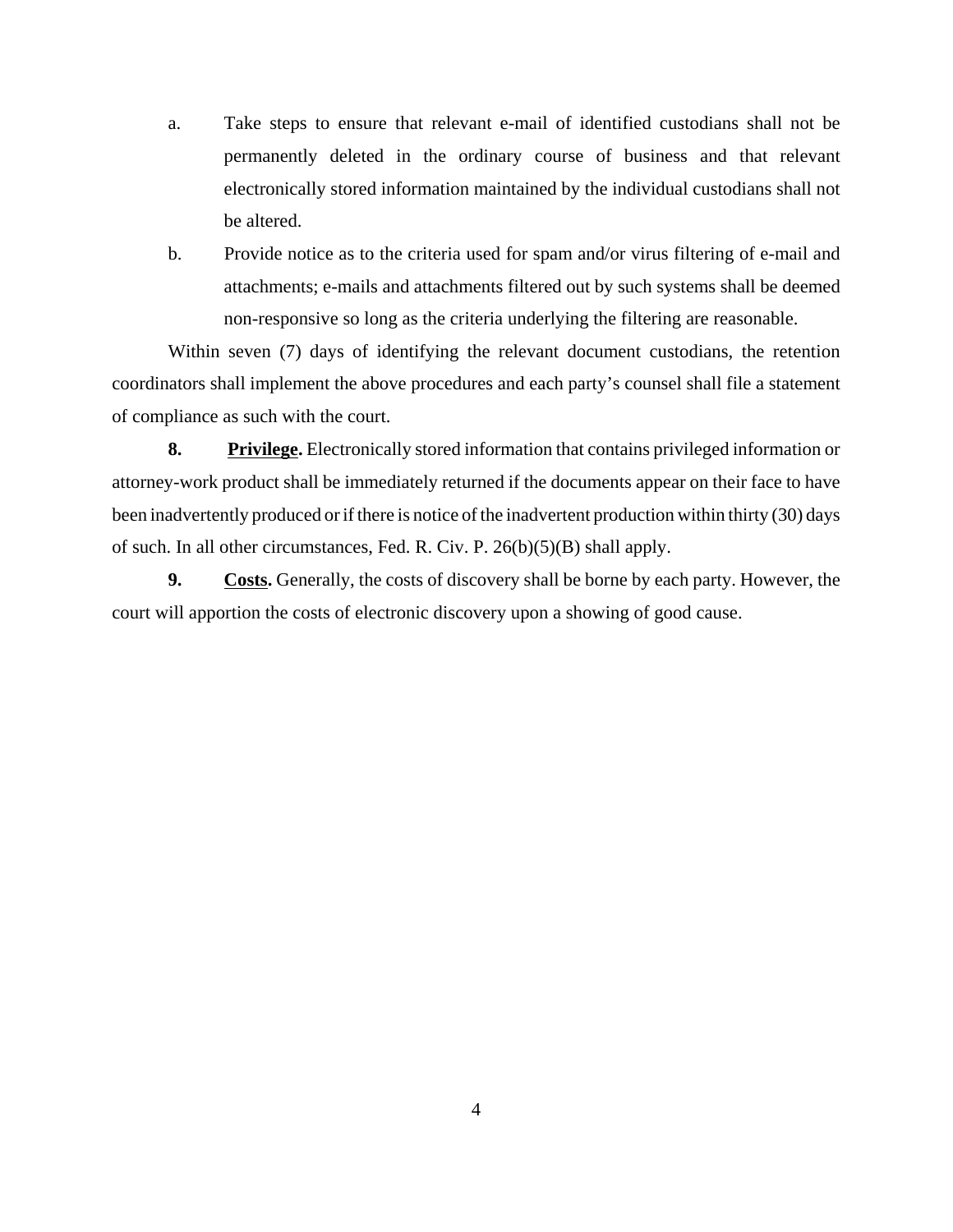a. Take steps to ensure that relevant e-mail of identified custodians shall not be permanently deleted in the ordinary course of business and that relevant electronically stored information maintained by the individual custodians shall not be altered.

b. Provide notice as to the criteria used for spam and/or virus filtering of e-mail and attachments; e-mails and attachments filtered out by such systems shall be deemed non-responsive so long as the criteria underlying the filtering are reasonable.

Within seven (7) days of identifying the relevant document custodians, the retention coordinators shall implement the above procedures and each party's counsel shall file a statement of compliance as such with the court.

**8. <u>Privilege</u>.** Electronically stored information that contains privileged information or attorney-work product shall be immediately returned if the documents appear on their face to have been inadvertently produced or if there is notice of the inadvertent production within thirty (30) days of such. In all other circumstances, Fed. R. Civ. P. 26(b)(5)(B) shall apply.

**9. <u>Costs</u>.** Generally, the costs of discovery shall be borne by each party. However, the court will apportion the costs of electronic discovery upon a showing of good cause.